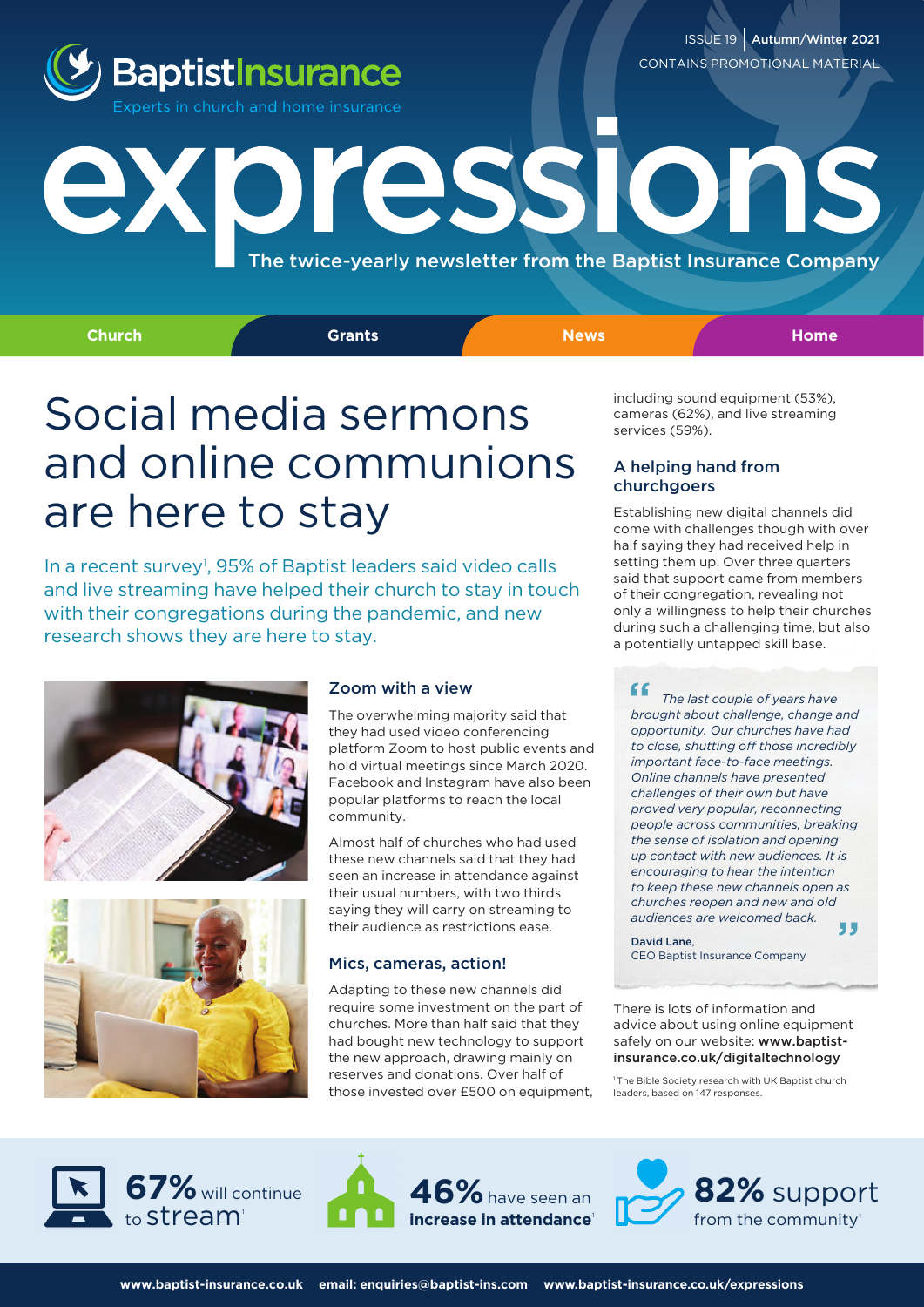ISSUE 19 | Autumn/Winter 2021
CONTAINS PROMOTIONAL MATERIAL

BaptistInsurance
Experts in church and home insurance

# expressions

The twice-yearly newsletter from the Baptist Insurance Company

Church | Grants | News | Home

## Social media sermons and online communions are here to stay

In a recent survey[1], 95% of Baptist leaders said video calls and live streaming have helped their church to stay in touch with their congregations during the pandemic, and new research shows they are here to stay.

### Zoom with a view

The overwhelming majority said that they had used video conferencing platform Zoom to host public events and hold virtual meetings since March 2020. Facebook and Instagram have also been popular platforms to reach the local community.

Almost half of churches who had used these new channels said that they had seen an increase in attendance against their usual numbers, with two thirds saying they will carry on streaming to their audience as restrictions ease.

### Mics, cameras, action!

Adapting to these new channels did require some investment on the part of churches. More than half said that they had bought new technology to support the new approach, drawing mainly on reserves and donations. Over half of those invested over £500 on equipment, including sound equipment (53%), cameras (62%), and live streaming services (59%).

### A helping hand from churchgoers

Establishing new digital channels did come with challenges though with over half saying they had received help in setting them up. Over three quarters said that support came from members of their congregation, revealing not only a willingness to help their churches during such a challenging time, but also a potentially untapped skill base.

> *"The last couple of years have brought about challenge, change and opportunity. Our churches have had to close, shutting off those incredibly important face-to-face meetings. Online channels have presented challenges of their own but have proved very popular, reconnecting people across communities, breaking the sense of isolation and opening up contact with new audiences. It is encouraging to hear the intention to keep these new channels open as churches reopen and new and old audiences are welcomed back."*
>
> **David Lane**,
> CEO Baptist Insurance Company

There is lots of information and advice about using online equipment safely on our website: **www.baptist-insurance.co.uk/digitaltechnology**

[1] The Bible Society research with UK Baptist church leaders, based on 147 responses.

**67%** will continue to stream[1]

**46%** have seen an **increase in attendance**[1]

**82%** support from the community[1]

**www.baptist-insurance.co.uk** **email: enquiries@baptist-ins.com** **www.baptist-insurance.co.uk/expressions**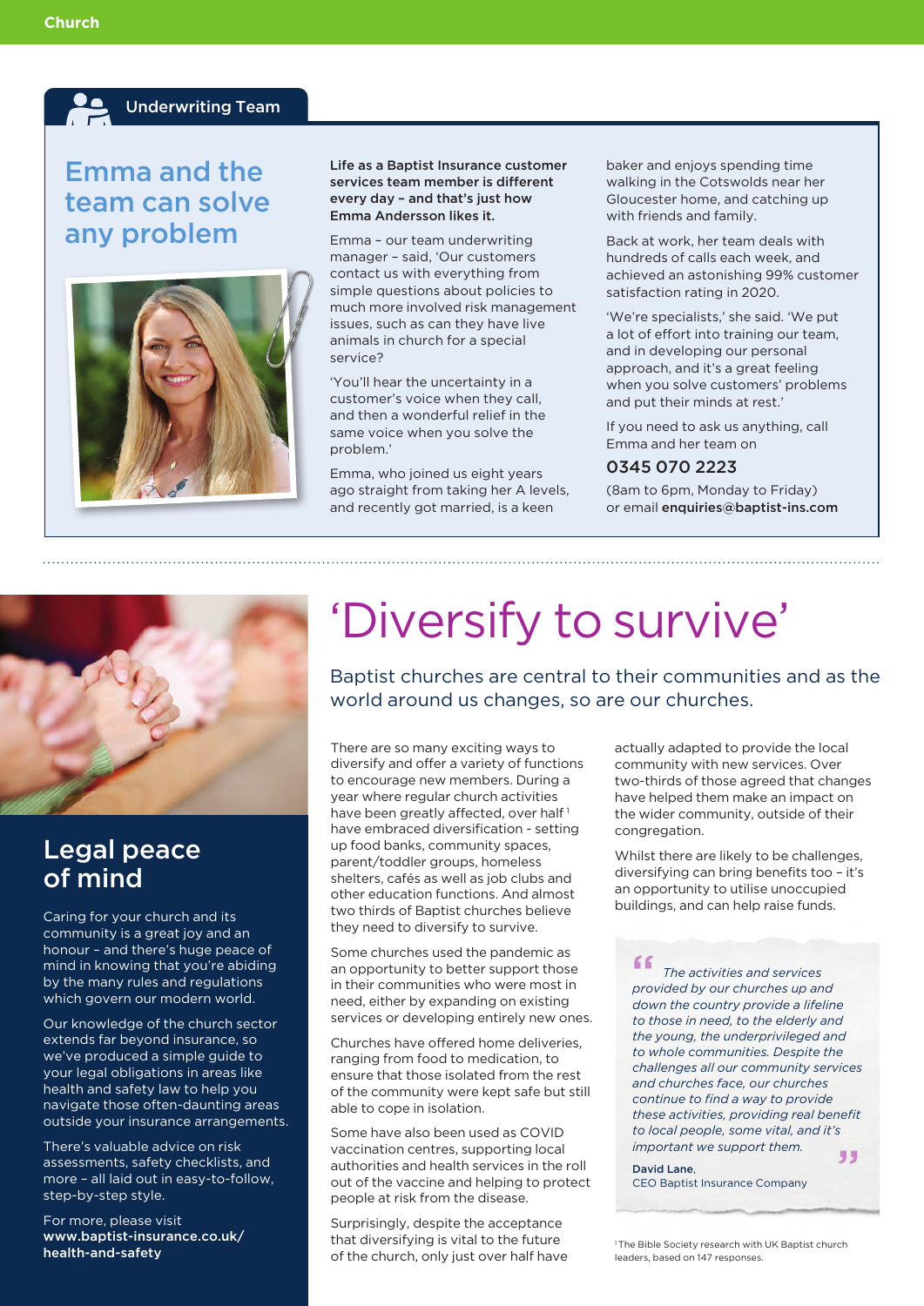Underwriting Team

## Emma and the team can solve any problem

**Life as a Baptist Insurance customer services team member is different every day – and that's just how Emma Andersson likes it.**

Emma – our team underwriting manager – said, 'Our customers contact us with everything from simple questions about policies to much more involved risk management issues, such as can they have live animals in church for a special service?

'You'll hear the uncertainty in a customer's voice when they call, and then a wonderful relief in the same voice when you solve the problem.'

Emma, who joined us eight years ago straight from taking her A levels, and recently got married, is a keen baker and enjoys spending time walking in the Cotswolds near her Gloucester home, and catching up with friends and family.

Back at work, her team deals with hundreds of calls each week, and achieved an astonishing 99% customer satisfaction rating in 2020.

'We're specialists,' she said. 'We put a lot of effort into training our team, and in developing our personal approach, and it's a great feeling when you solve customers' problems and put their minds at rest.'

If you need to ask us anything, call Emma and her team on

**0345 070 2223**

(8am to 6pm, Monday to Friday) or email **enquiries@baptist-ins.com**

## Legal peace of mind

Caring for your church and its community is a great joy and an honour – and there's huge peace of mind in knowing that you're abiding by the many rules and regulations which govern our modern world.

Our knowledge of the church sector extends far beyond insurance, so we've produced a simple guide to your legal obligations in areas like health and safety law to help you navigate those often-daunting areas outside your insurance arrangements.

There's valuable advice on risk assessments, safety checklists, and more – all laid out in easy-to-follow, step-by-step style.

For more, please visit **www.baptist-insurance.co.uk/health-and-safety**

# 'Diversify to survive'

Baptist churches are central to their communities and as the world around us changes, so are our churches.

There are so many exciting ways to diversify and offer a variety of functions to encourage new members. During a year where regular church activities have been greatly affected, over half[1] have embraced diversification - setting up food banks, community spaces, parent/toddler groups, homeless shelters, cafés as well as job clubs and other education functions. And almost two thirds of Baptist churches believe they need to diversify to survive.

Some churches used the pandemic as an opportunity to better support those in their communities who were most in need, either by expanding on existing services or developing entirely new ones.

Churches have offered home deliveries, ranging from food to medication, to ensure that those isolated from the rest of the community were kept safe but still able to cope in isolation.

Some have also been used as COVID vaccination centres, supporting local authorities and health services in the roll out of the vaccine and helping to protect people at risk from the disease.

Surprisingly, despite the acceptance that diversifying is vital to the future of the church, only just over half have actually adapted to provide the local community with new services. Over two-thirds of those agreed that changes have helped them make an impact on the wider community, outside of their congregation.

Whilst there are likely to be challenges, diversifying can bring benefits too – it's an opportunity to utilise unoccupied buildings, and can help raise funds.

> *"The activities and services provided by our churches up and down the country provide a lifeline to those in need, to the elderly and the young, the underprivileged and to whole communities. Despite the challenges all our community services and churches face, our churches continue to find a way to provide these activities, providing real benefit to local people, some vital, and it's important we support them."*
>
> **David Lane**, CEO Baptist Insurance Company

[1] The Bible Society research with UK Baptist church leaders, based on 147 responses.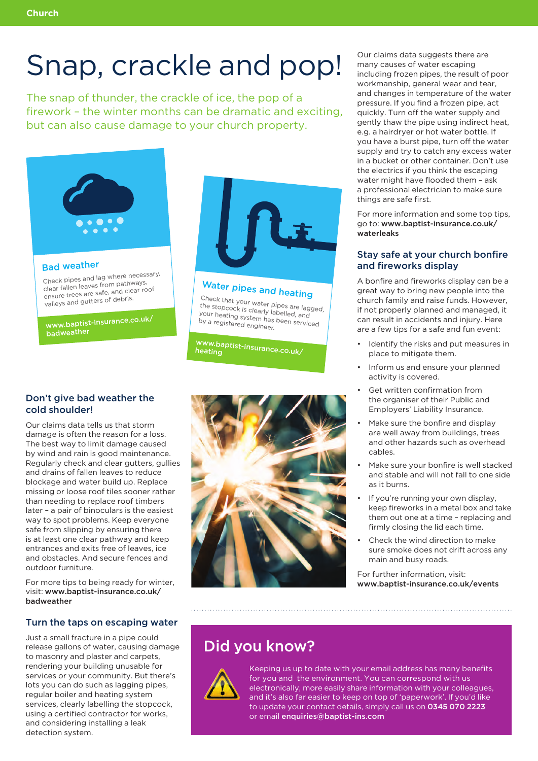# Snap, crackle and pop!

The snap of thunder, the crackle of ice, the pop of a firework – the winter months can be dramatic and exciting, but can also cause damage to your church property.

**Bad weather**

Check pipes and lag where necessary, clear fallen leaves from pathways, ensure trees are safe, and clear roof valleys and gutters of debris.

**www.baptist-insurance.co.uk/badweather**

**Water pipes and heating**

Check that your water pipes are lagged, the stopcock is clearly labelled, and your heating system has been serviced by a registered engineer.

**www.baptist-insurance.co.uk/heating**

### Don't give bad weather the cold shoulder!

Our claims data tells us that storm damage is often the reason for a loss. The best way to limit damage caused by wind and rain is good maintenance. Regularly check and clear gutters, gullies and drains of fallen leaves to reduce blockage and water build up. Replace missing or loose roof tiles sooner rather than needing to replace roof timbers later – a pair of binoculars is the easiest way to spot problems. Keep everyone safe from slipping by ensuring there is at least one clear pathway and keep entrances and exits free of leaves, ice and obstacles. And secure fences and outdoor furniture.

For more tips to being ready for winter, visit: **www.baptist-insurance.co.uk/badweather**

### Turn the taps on escaping water

Just a small fracture in a pipe could release gallons of water, causing damage to masonry and plaster and carpets, rendering your building unusable for services or your community. But there's lots you can do such as lagging pipes, regular boiler and heating system services, clearly labelling the stopcock, using a certified contractor for works, and considering installing a leak detection system.

Our claims data suggests there are many causes of water escaping including frozen pipes, the result of poor workmanship, general wear and tear, and changes in temperature of the water pressure. If you find a frozen pipe, act quickly. Turn off the water supply and gently thaw the pipe using indirect heat, e.g. a hairdryer or hot water bottle. If you have a burst pipe, turn off the water supply and try to catch any excess water in a bucket or other container. Don't use the electrics if you think the escaping water might have flooded them – ask a professional electrician to make sure things are safe first.

For more information and some top tips, go to: **www.baptist-insurance.co.uk/waterleaks**

### Stay safe at your church bonfire and fireworks display

A bonfire and fireworks display can be a great way to bring new people into the church family and raise funds. However, if not properly planned and managed, it can result in accidents and injury. Here are a few tips for a safe and fun event:

- Identify the risks and put measures in place to mitigate them.
- Inform us and ensure your planned activity is covered.
- Get written confirmation from the organiser of their Public and Employers' Liability Insurance.
- Make sure the bonfire and display are well away from buildings, trees and other hazards such as overhead cables.
- Make sure your bonfire is well stacked and stable and will not fall to one side as it burns.
- If you're running your own display, keep fireworks in a metal box and take them out one at a time – replacing and firmly closing the lid each time.
- Check the wind direction to make sure smoke does not drift across any main and busy roads.

For further information, visit: **www.baptist-insurance.co.uk/events**

## Did you know?

Keeping us up to date with your email address has many benefits for you and the environment. You can correspond with us electronically, more easily share information with your colleagues, and it's also far easier to keep on top of 'paperwork'. If you'd like to update your contact details, simply call us on **0345 070 2223** or email **enquiries@baptist-ins.com**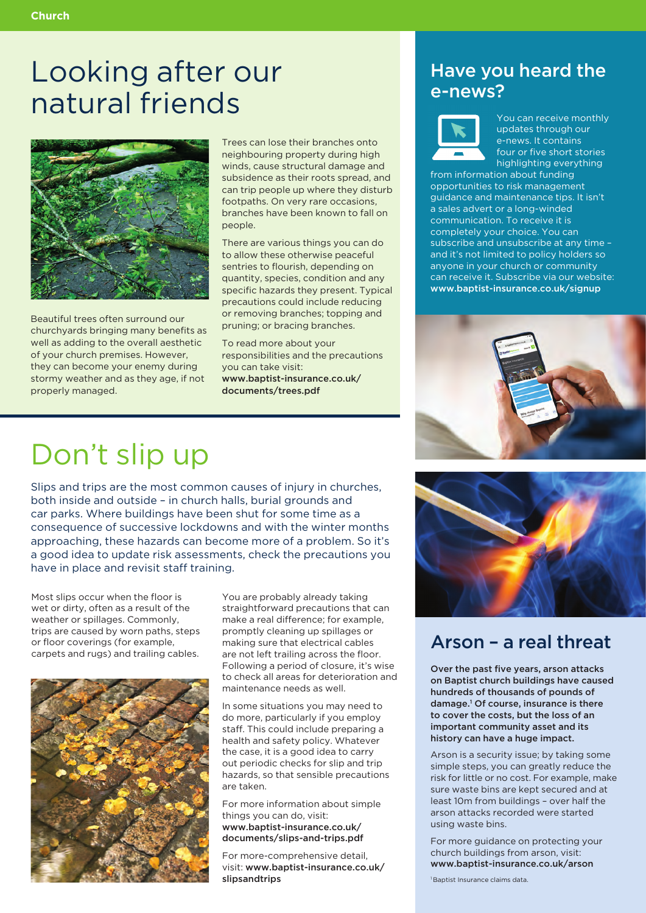# Looking after our natural friends

Beautiful trees often surround our churchyards bringing many benefits as well as adding to the overall aesthetic of your church premises. However, they can become your enemy during stormy weather and as they age, if not properly managed.

Trees can lose their branches onto neighbouring property during high winds, cause structural damage and subsidence as their roots spread, and can trip people up where they disturb footpaths. On very rare occasions, branches have been known to fall on people.

There are various things you can do to allow these otherwise peaceful sentries to flourish, depending on quantity, species, condition and any specific hazards they present. Typical precautions could include reducing or removing branches; topping and pruning; or bracing branches.

To read more about your responsibilities and the precautions you can take visit: **www.baptist-insurance.co.uk/documents/trees.pdf**

# Don't slip up

Slips and trips are the most common causes of injury in churches, both inside and outside – in church halls, burial grounds and car parks. Where buildings have been shut for some time as a consequence of successive lockdowns and with the winter months approaching, these hazards can become more of a problem. So it's a good idea to update risk assessments, check the precautions you have in place and revisit staff training.

Most slips occur when the floor is wet or dirty, often as a result of the weather or spillages. Commonly, trips are caused by worn paths, steps or floor coverings (for example, carpets and rugs) and trailing cables.

You are probably already taking straightforward precautions that can make a real difference; for example, promptly cleaning up spillages or making sure that electrical cables are not left trailing across the floor. Following a period of closure, it's wise to check all areas for deterioration and maintenance needs as well.

In some situations you may need to do more, particularly if you employ staff. This could include preparing a health and safety policy. Whatever the case, it is a good idea to carry out periodic checks for slip and trip hazards, so that sensible precautions are taken.

For more information about simple things you can do, visit: **www.baptist-insurance.co.uk/documents/slips-and-trips.pdf**

For more-comprehensive detail, visit: **www.baptist-insurance.co.uk/slipsandtrips**

## Have you heard the e-news?

You can receive monthly updates through our e-news. It contains four or five short stories highlighting everything from information about funding opportunities to risk management guidance and maintenance tips. It isn't a sales advert or a long-winded communication. To receive it is completely your choice. You can subscribe and unsubscribe at any time – and it's not limited to policy holders so anyone in your church or community can receive it. Subscribe via our website: **www.baptist-insurance.co.uk/signup**

## Arson – a real threat

**Over the past five years, arson attacks on Baptist church buildings have caused hundreds of thousands of pounds of damage.[1] Of course, insurance is there to cover the costs, but the loss of an important community asset and its history can have a huge impact.**

Arson is a security issue; by taking some simple steps, you can greatly reduce the risk for little or no cost. For example, make sure waste bins are kept secured and at least 10m from buildings – over half the arson attacks recorded were started using waste bins.

For more guidance on protecting your church buildings from arson, visit: **www.baptist-insurance.co.uk/arson**

[1] Baptist Insurance claims data.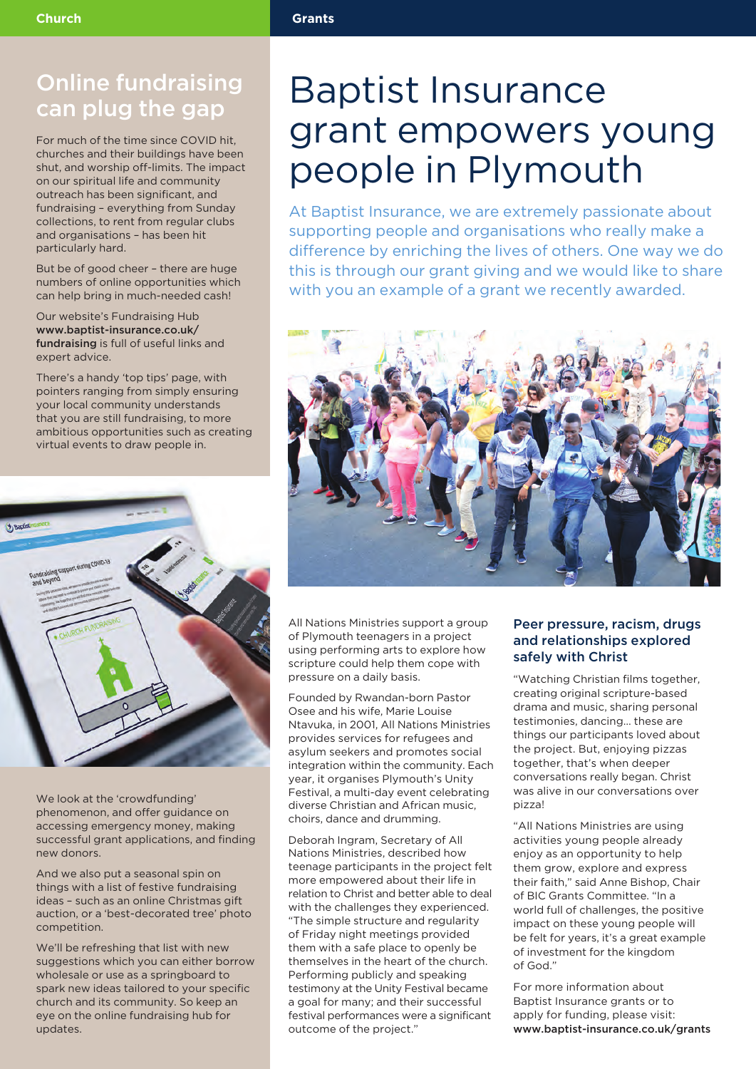## Online fundraising can plug the gap

For much of the time since COVID hit, churches and their buildings have been shut, and worship off-limits. The impact on our spiritual life and community outreach has been significant, and fundraising – everything from Sunday collections, to rent from regular clubs and organisations – has been hit particularly hard.

But be of good cheer – there are huge numbers of online opportunities which can help bring in much-needed cash!

Our website's Fundraising Hub **www.baptist-insurance.co.uk/fundraising** is full of useful links and expert advice.

There's a handy 'top tips' page, with pointers ranging from simply ensuring your local community understands that you are still fundraising, to more ambitious opportunities such as creating virtual events to draw people in.

We look at the 'crowdfunding' phenomenon, and offer guidance on accessing emergency money, making successful grant applications, and finding new donors.

And we also put a seasonal spin on things with a list of festive fundraising ideas – such as an online Christmas gift auction, or a 'best-decorated tree' photo competition.

We'll be refreshing that list with new suggestions which you can either borrow wholesale or use as a springboard to spark new ideas tailored to your specific church and its community. So keep an eye on the online fundraising hub for updates.

# Baptist Insurance grant empowers young people in Plymouth

At Baptist Insurance, we are extremely passionate about supporting people and organisations who really make a difference by enriching the lives of others. One way we do this is through our grant giving and we would like to share with you an example of a grant we recently awarded.

All Nations Ministries support a group of Plymouth teenagers in a project using performing arts to explore how scripture could help them cope with pressure on a daily basis.

Founded by Rwandan-born Pastor Osee and his wife, Marie Louise Ntavuka, in 2001, All Nations Ministries provides services for refugees and asylum seekers and promotes social integration within the community. Each year, it organises Plymouth's Unity Festival, a multi-day event celebrating diverse Christian and African music, choirs, dance and drumming.

Deborah Ingram, Secretary of All Nations Ministries, described how teenage participants in the project felt more empowered about their life in relation to Christ and better able to deal with the challenges they experienced. "The simple structure and regularity of Friday night meetings provided them with a safe place to openly be themselves in the heart of the church. Performing publicly and speaking testimony at the Unity Festival became a goal for many; and their successful festival performances were a significant outcome of the project."

### Peer pressure, racism, drugs and relationships explored safely with Christ

"Watching Christian films together, creating original scripture-based drama and music, sharing personal testimonies, dancing... these are things our participants loved about the project. But, enjoying pizzas together, that's when deeper conversations really began. Christ was alive in our conversations over pizza!

"All Nations Ministries are using activities young people already enjoy as an opportunity to help them grow, explore and express their faith," said Anne Bishop, Chair of BIC Grants Committee. "In a world full of challenges, the positive impact on these young people will be felt for years, it's a great example of investment for the kingdom of God."

For more information about Baptist Insurance grants or to apply for funding, please visit: **www.baptist-insurance.co.uk/grants**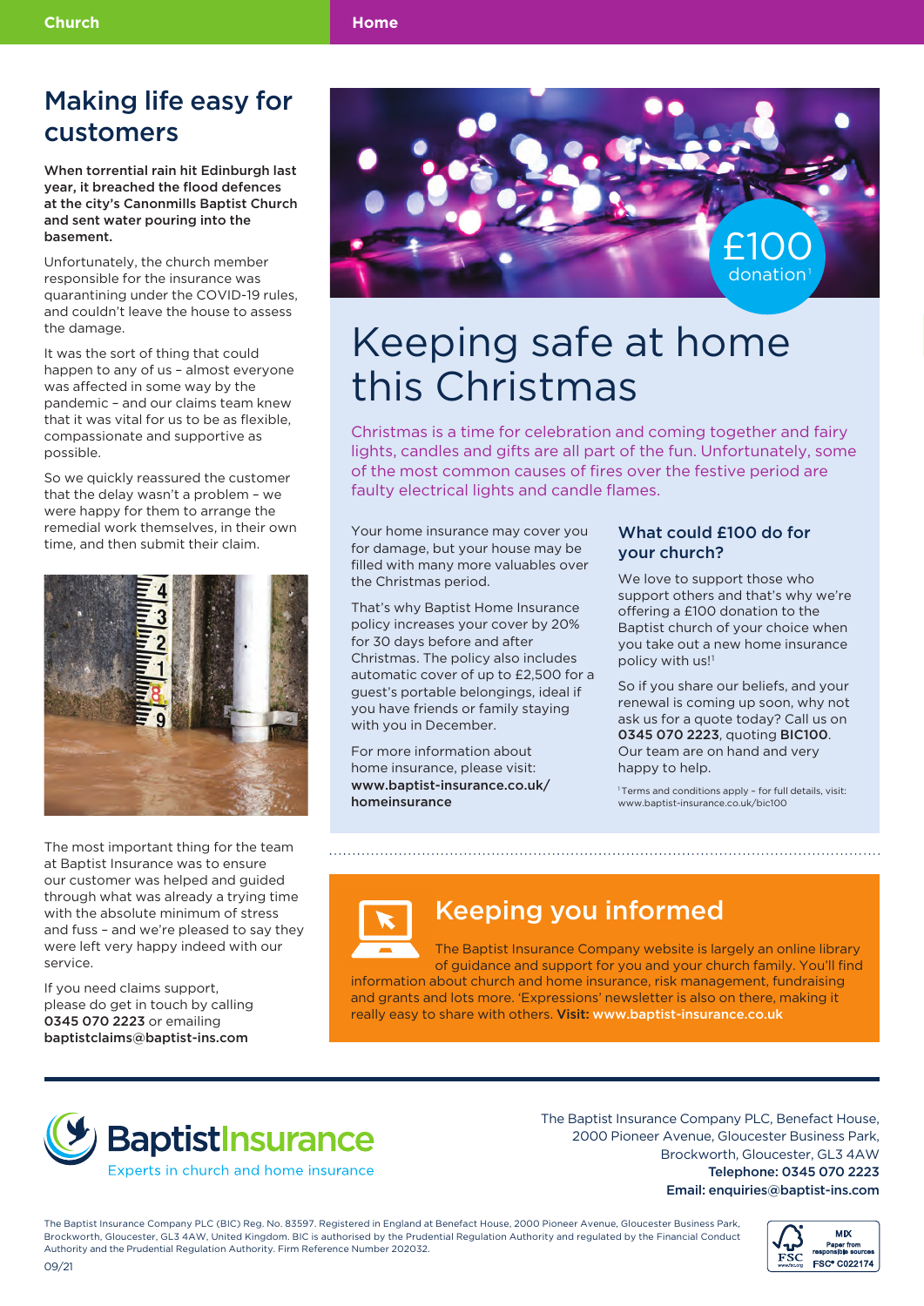Church

## Making life easy for customers

**When torrential rain hit Edinburgh last year, it breached the flood defences at the city's Canonmills Baptist Church and sent water pouring into the basement.**

Unfortunately, the church member responsible for the insurance was quarantining under the COVID-19 rules, and couldn't leave the house to assess the damage.

It was the sort of thing that could happen to any of us – almost everyone was affected in some way by the pandemic – and our claims team knew that it was vital for us to be as flexible, compassionate and supportive as possible.

So we quickly reassured the customer that the delay wasn't a problem – we were happy for them to arrange the remedial work themselves, in their own time, and then submit their claim.

The most important thing for the team at Baptist Insurance was to ensure our customer was helped and guided through what was already a trying time with the absolute minimum of stress and fuss – and we're pleased to say they were left very happy indeed with our service.

If you need claims support, please do get in touch by calling **0345 070 2223** or emailing **baptistclaims@baptist-ins.com**

Home

£100 donation[1]

# Keeping safe at home this Christmas

Christmas is a time for celebration and coming together and fairy lights, candles and gifts are all part of the fun. Unfortunately, some of the most common causes of fires over the festive period are faulty electrical lights and candle flames.

Your home insurance may cover you for damage, but your house may be filled with many more valuables over the Christmas period.

That's why Baptist Home Insurance policy increases your cover by 20% for 30 days before and after Christmas. The policy also includes automatic cover of up to £2,500 for a guest's portable belongings, ideal if you have friends or family staying with you in December.

For more information about home insurance, please visit: **www.baptist-insurance.co.uk/homeinsurance**

### What could £100 do for your church?

We love to support those who support others and that's why we're offering a £100 donation to the Baptist church of your choice when you take out a new home insurance policy with us![1]

So if you share our beliefs, and your renewal is coming up soon, why not ask us for a quote today? Call us on **0345 070 2223**, quoting **BIC100**. Our team are on hand and very happy to help.

[1] Terms and conditions apply – for full details, visit: www.baptist-insurance.co.uk/bic100

## Keeping you informed

The Baptist Insurance Company website is largely an online library of guidance and support for you and your church family. You'll find information about church and home insurance, risk management, fundraising and grants and lots more. 'Expressions' newsletter is also on there, making it really easy to share with others. **Visit: www.baptist-insurance.co.uk**

BaptistInsurance
Experts in church and home insurance

The Baptist Insurance Company PLC, Benefact House, 2000 Pioneer Avenue, Gloucester Business Park, Brockworth, Gloucester, GL3 4AW
**Telephone: 0345 070 2223**
**Email: enquiries@baptist-ins.com**

The Baptist Insurance Company PLC (BIC) Reg. No. 83597. Registered in England at Benefact House, 2000 Pioneer Avenue, Gloucester Business Park, Brockworth, Gloucester, GL3 4AW, United Kingdom. BIC is authorised by the Prudential Regulation Authority and regulated by the Financial Conduct Authority and the Prudential Regulation Authority. Firm Reference Number 202032.

09/21

MIX Paper from responsible sources FSC® C022174